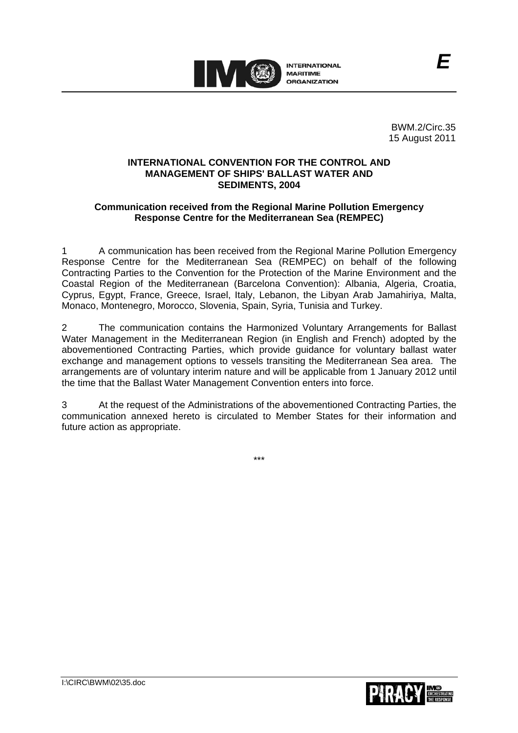BWM.2/Circ.35
15 August 2011

**INTERNATIONAL CONVENTION FOR THE CONTROL AND MANAGEMENT OF SHIPS' BALLAST WATER AND SEDIMENTS, 2004**

**Communication received from the Regional Marine Pollution Emergency Response Centre for the Mediterranean Sea (REMPEC)**

1 A communication has been received from the Regional Marine Pollution Emergency Response Centre for the Mediterranean Sea (REMPEC) on behalf of the following Contracting Parties to the Convention for the Protection of the Marine Environment and the Coastal Region of the Mediterranean (Barcelona Convention): Albania, Algeria, Croatia, Cyprus, Egypt, France, Greece, Israel, Italy, Lebanon, the Libyan Arab Jamahiriya, Malta, Monaco, Montenegro, Morocco, Slovenia, Spain, Syria, Tunisia and Turkey.

2 The communication contains the Harmonized Voluntary Arrangements for Ballast Water Management in the Mediterranean Region (in English and French) adopted by the abovementioned Contracting Parties, which provide guidance for voluntary ballast water exchange and management options to vessels transiting the Mediterranean Sea area. The arrangements are of voluntary interim nature and will be applicable from 1 January 2012 until the time that the Ballast Water Management Convention enters into force.

3 At the request of the Administrations of the abovementioned Contracting Parties, the communication annexed hereto is circulated to Member States for their information and future action as appropriate.

\*\*\*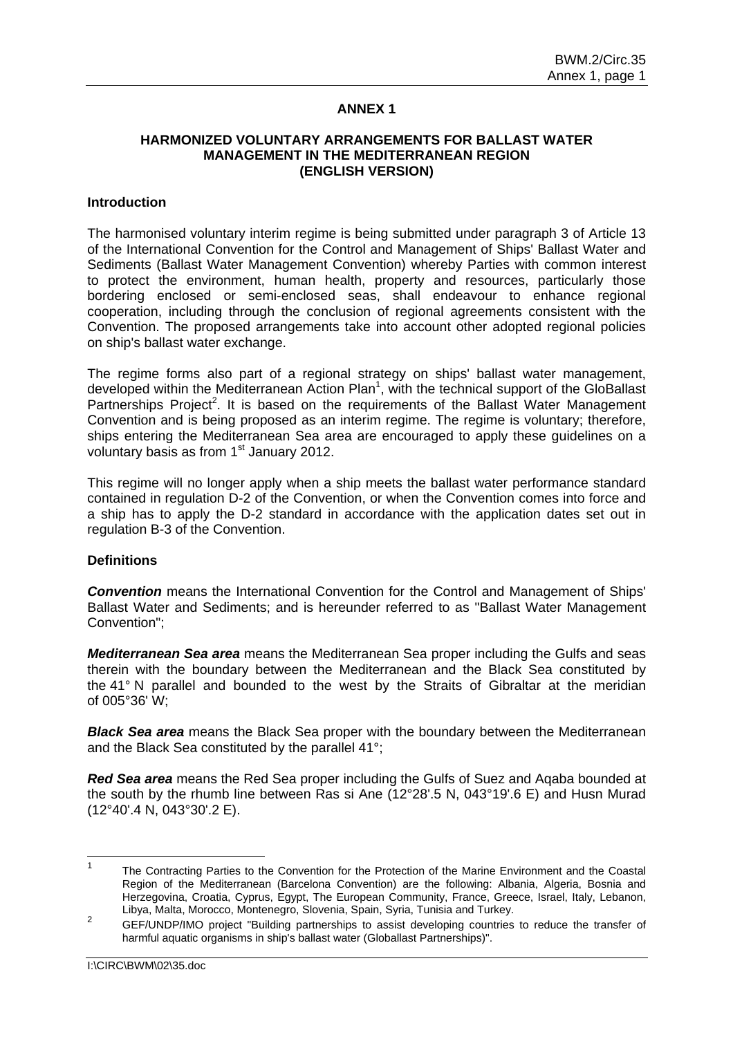# ANNEX 1

## HARMONIZED VOLUNTARY ARRANGEMENTS FOR BALLAST WATER MANAGEMENT IN THE MEDITERRANEAN REGION (ENGLISH VERSION)

### Introduction

The harmonised voluntary interim regime is being submitted under paragraph 3 of Article 13 of the International Convention for the Control and Management of Ships' Ballast Water and Sediments (Ballast Water Management Convention) whereby Parties with common interest to protect the environment, human health, property and resources, particularly those bordering enclosed or semi-enclosed seas, shall endeavour to enhance regional cooperation, including through the conclusion of regional agreements consistent with the Convention. The proposed arrangements take into account other adopted regional policies on ship's ballast water exchange.

The regime forms also part of a regional strategy on ships' ballast water management, developed within the Mediterranean Action Plan[1], with the technical support of the GloBallast Partnerships Project[2]. It is based on the requirements of the Ballast Water Management Convention and is being proposed as an interim regime. The regime is voluntary; therefore, ships entering the Mediterranean Sea area are encouraged to apply these guidelines on a voluntary basis as from 1st January 2012.

This regime will no longer apply when a ship meets the ballast water performance standard contained in regulation D-2 of the Convention, or when the Convention comes into force and a ship has to apply the D-2 standard in accordance with the application dates set out in regulation B-3 of the Convention.

### Definitions

***Convention*** means the International Convention for the Control and Management of Ships' Ballast Water and Sediments; and is hereunder referred to as "Ballast Water Management Convention";

***Mediterranean Sea area*** means the Mediterranean Sea proper including the Gulfs and seas therein with the boundary between the Mediterranean and the Black Sea constituted by the 41° N parallel and bounded to the west by the Straits of Gibraltar at the meridian of 005°36' W;

***Black Sea area*** means the Black Sea proper with the boundary between the Mediterranean and the Black Sea constituted by the parallel 41°;

***Red Sea area*** means the Red Sea proper including the Gulfs of Suez and Aqaba bounded at the south by the rhumb line between Ras si Ane (12°28'.5 N, 043°19'.6 E) and Husn Murad (12°40'.4 N, 043°30'.2 E).

---

[1] The Contracting Parties to the Convention for the Protection of the Marine Environment and the Coastal Region of the Mediterranean (Barcelona Convention) are the following: Albania, Algeria, Bosnia and Herzegovina, Croatia, Cyprus, Egypt, The European Community, France, Greece, Israel, Italy, Lebanon, Libya, Malta, Morocco, Montenegro, Slovenia, Spain, Syria, Tunisia and Turkey.

[2] GEF/UNDP/IMO project "Building partnerships to assist developing countries to reduce the transfer of harmful aquatic organisms in ship's ballast water (Globallast Partnerships)".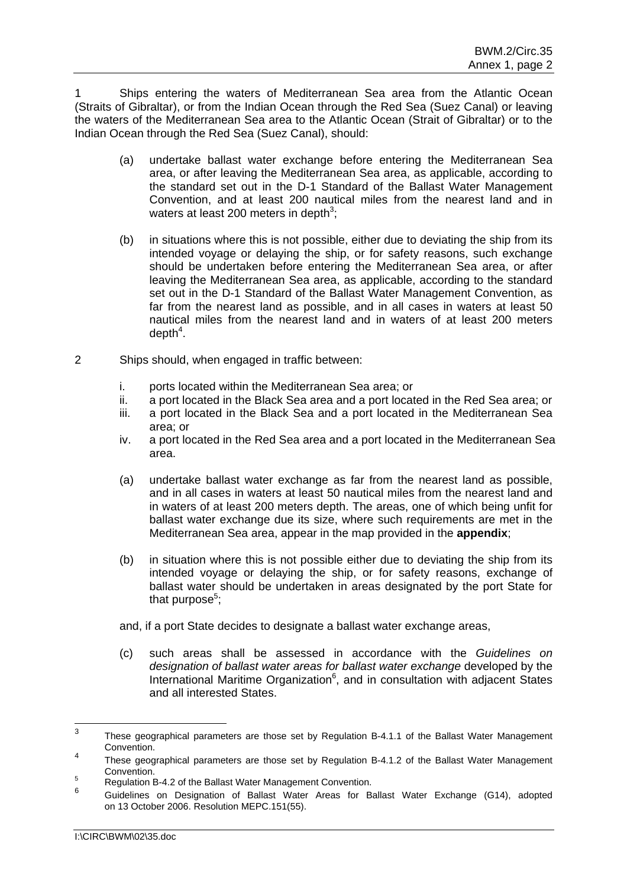1 Ships entering the waters of Mediterranean Sea area from the Atlantic Ocean (Straits of Gibraltar), or from the Indian Ocean through the Red Sea (Suez Canal) or leaving the waters of the Mediterranean Sea area to the Atlantic Ocean (Strait of Gibraltar) or to the Indian Ocean through the Red Sea (Suez Canal), should:

(a) undertake ballast water exchange before entering the Mediterranean Sea area, or after leaving the Mediterranean Sea area, as applicable, according to the standard set out in the D-1 Standard of the Ballast Water Management Convention, and at least 200 nautical miles from the nearest land and in waters at least 200 meters in depth[3];

(b) in situations where this is not possible, either due to deviating the ship from its intended voyage or delaying the ship, or for safety reasons, such exchange should be undertaken before entering the Mediterranean Sea area, or after leaving the Mediterranean Sea area, as applicable, according to the standard set out in the D-1 Standard of the Ballast Water Management Convention, as far from the nearest land as possible, and in all cases in waters at least 50 nautical miles from the nearest land and in waters of at least 200 meters depth[4].

2 Ships should, when engaged in traffic between:

i. ports located within the Mediterranean Sea area; or
ii. a port located in the Black Sea area and a port located in the Red Sea area; or
iii. a port located in the Black Sea and a port located in the Mediterranean Sea area; or
iv. a port located in the Red Sea area and a port located in the Mediterranean Sea area.

(a) undertake ballast water exchange as far from the nearest land as possible, and in all cases in waters at least 50 nautical miles from the nearest land and in waters of at least 200 meters depth. The areas, one of which being unfit for ballast water exchange due its size, where such requirements are met in the Mediterranean Sea area, appear in the map provided in the **appendix**;

(b) in situation where this is not possible either due to deviating the ship from its intended voyage or delaying the ship, or for safety reasons, exchange of ballast water should be undertaken in areas designated by the port State for that purpose[5];

and, if a port State decides to designate a ballast water exchange areas,

(c) such areas shall be assessed in accordance with the *Guidelines on designation of ballast water areas for ballast water exchange* developed by the International Maritime Organization[6], and in consultation with adjacent States and all interested States.

---

[3] These geographical parameters are those set by Regulation B-4.1.1 of the Ballast Water Management Convention.

[4] These geographical parameters are those set by Regulation B-4.1.2 of the Ballast Water Management Convention.

[5] Regulation B-4.2 of the Ballast Water Management Convention.

[6] Guidelines on Designation of Ballast Water Areas for Ballast Water Exchange (G14), adopted on 13 October 2006. Resolution MEPC.151(55).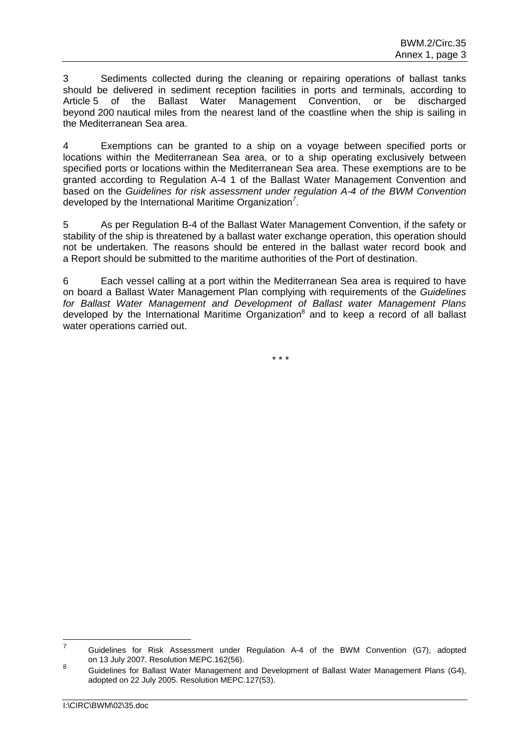3 Sediments collected during the cleaning or repairing operations of ballast tanks should be delivered in sediment reception facilities in ports and terminals, according to Article 5 of the Ballast Water Management Convention, or be discharged beyond 200 nautical miles from the nearest land of the coastline when the ship is sailing in the Mediterranean Sea area.

4 Exemptions can be granted to a ship on a voyage between specified ports or locations within the Mediterranean Sea area, or to a ship operating exclusively between specified ports or locations within the Mediterranean Sea area. These exemptions are to be granted according to Regulation A-4 1 of the Ballast Water Management Convention and based on the *Guidelines for risk assessment under regulation A-4 of the BWM Convention* developed by the International Maritime Organization[7].

5 As per Regulation B-4 of the Ballast Water Management Convention, if the safety or stability of the ship is threatened by a ballast water exchange operation, this operation should not be undertaken. The reasons should be entered in the ballast water record book and a Report should be submitted to the maritime authorities of the Port of destination.

6 Each vessel calling at a port within the Mediterranean Sea area is required to have on board a Ballast Water Management Plan complying with requirements of the *Guidelines for Ballast Water Management and Development of Ballast water Management Plans* developed by the International Maritime Organization[8] and to keep a record of all ballast water operations carried out.

\* \* \*

---

[7] Guidelines for Risk Assessment under Regulation A-4 of the BWM Convention (G7), adopted on 13 July 2007. Resolution MEPC.162(56).

[8] Guidelines for Ballast Water Management and Development of Ballast Water Management Plans (G4), adopted on 22 July 2005. Resolution MEPC.127(53).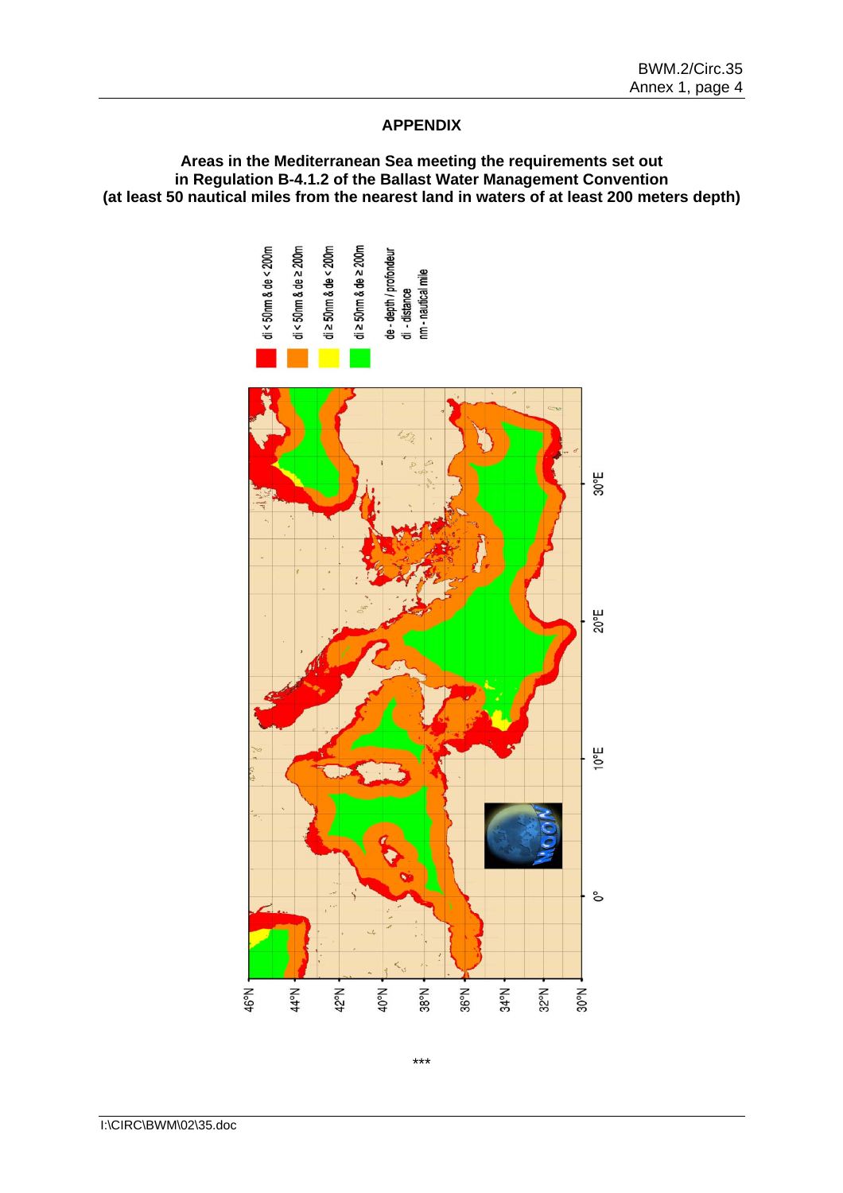# APPENDIX

**Areas in the Mediterranean Sea meeting the requirements set out in Regulation B-4.1.2 of the Ballast Water Management Convention (at least 50 nautical miles from the nearest land in waters of at least 200 meters depth)**

\*\*\*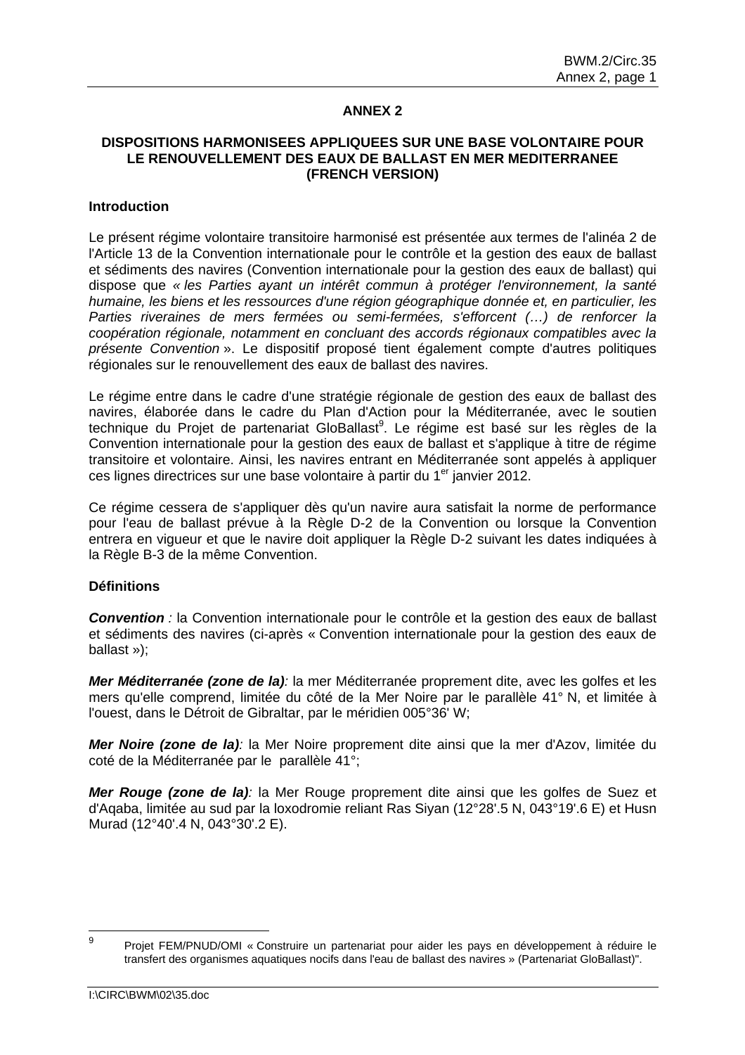## ANNEX 2

### DISPOSITIONS HARMONISEES APPLIQUEES SUR UNE BASE VOLONTAIRE POUR LE RENOUVELLEMENT DES EAUX DE BALLAST EN MER MEDITERRANEE (FRENCH VERSION)

**Introduction**

Le présent régime volontaire transitoire harmonisé est présentée aux termes de l'alinéa 2 de l'Article 13 de la Convention internationale pour le contrôle et la gestion des eaux de ballast et sédiments des navires (Convention internationale pour la gestion des eaux de ballast) qui dispose que *« les Parties ayant un intérêt commun à protéger l'environnement, la santé humaine, les biens et les ressources d'une région géographique donnée et, en particulier, les Parties riveraines de mers fermées ou semi-fermées, s'efforcent (…) de renforcer la coopération régionale, notamment en concluant des accords régionaux compatibles avec la présente Convention* ». Le dispositif proposé tient également compte d'autres politiques régionales sur le renouvellement des eaux de ballast des navires.

Le régime entre dans le cadre d'une stratégie régionale de gestion des eaux de ballast des navires, élaborée dans le cadre du Plan d'Action pour la Méditerranée, avec le soutien technique du Projet de partenariat GloBallast[9]. Le régime est basé sur les règles de la Convention internationale pour la gestion des eaux de ballast et s'applique à titre de régime transitoire et volontaire. Ainsi, les navires entrant en Méditerranée sont appelés à appliquer ces lignes directrices sur une base volontaire à partir du 1er janvier 2012.

Ce régime cessera de s'appliquer dès qu'un navire aura satisfait la norme de performance pour l'eau de ballast prévue à la Règle D-2 de la Convention ou lorsque la Convention entrera en vigueur et que le navire doit appliquer la Règle D-2 suivant les dates indiquées à la Règle B-3 de la même Convention.

**Définitions**

***Convention** :* la Convention internationale pour le contrôle et la gestion des eaux de ballast et sédiments des navires (ci-après « Convention internationale pour la gestion des eaux de ballast »);

***Mer Méditerranée (zone de la)**:* la mer Méditerranée proprement dite, avec les golfes et les mers qu'elle comprend, limitée du côté de la Mer Noire par le parallèle 41° N, et limitée à l'ouest, dans le Détroit de Gibraltar, par le méridien 005°36' W;

***Mer Noire (zone de la)**:* la Mer Noire proprement dite ainsi que la mer d'Azov, limitée du coté de la Méditerranée par le parallèle 41°;

***Mer Rouge (zone de la)**:* la Mer Rouge proprement dite ainsi que les golfes de Suez et d'Aqaba, limitée au sud par la loxodromie reliant Ras Siyan (12°28'.5 N, 043°19'.6 E) et Husn Murad (12°40'.4 N, 043°30'.2 E).

---

[9] Projet FEM/PNUD/OMI « Construire un partenariat pour aider les pays en développement à réduire le transfert des organismes aquatiques nocifs dans l'eau de ballast des navires » (Partenariat GloBallast)".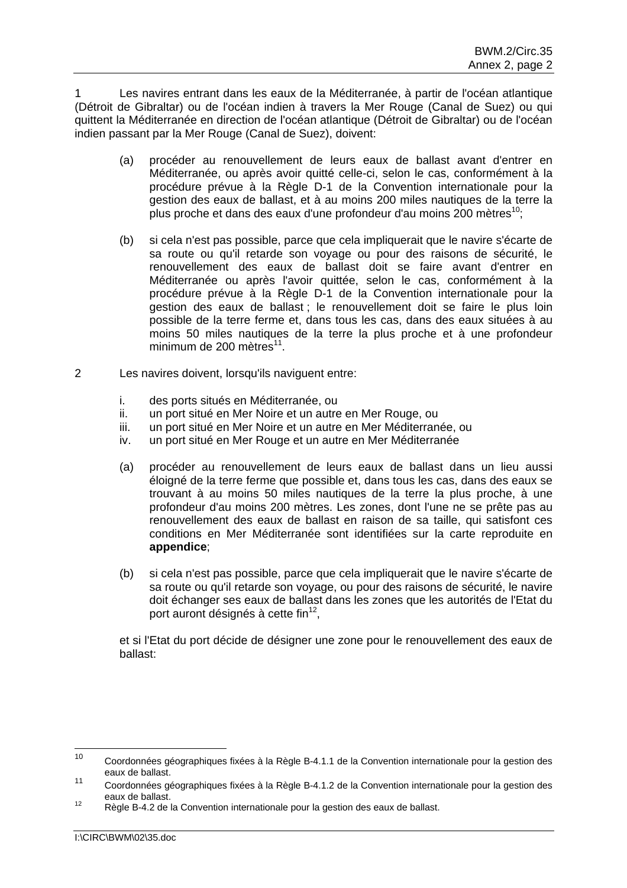1 Les navires entrant dans les eaux de la Méditerranée, à partir de l'océan atlantique (Détroit de Gibraltar) ou de l'océan indien à travers la Mer Rouge (Canal de Suez) ou qui quittent la Méditerranée en direction de l'océan atlantique (Détroit de Gibraltar) ou de l'océan indien passant par la Mer Rouge (Canal de Suez), doivent:

(a) procéder au renouvellement de leurs eaux de ballast avant d'entrer en Méditerranée, ou après avoir quitté celle-ci, selon le cas, conformément à la procédure prévue à la Règle D-1 de la Convention internationale pour la gestion des eaux de ballast, et à au moins 200 miles nautiques de la terre la plus proche et dans des eaux d'une profondeur d'au moins 200 mètres[10];

(b) si cela n'est pas possible, parce que cela impliquerait que le navire s'écarte de sa route ou qu'il retarde son voyage ou pour des raisons de sécurité, le renouvellement des eaux de ballast doit se faire avant d'entrer en Méditerranée ou après l'avoir quittée, selon le cas, conformément à la procédure prévue à la Règle D-1 de la Convention internationale pour la gestion des eaux de ballast ; le renouvellement doit se faire le plus loin possible de la terre ferme et, dans tous les cas, dans des eaux situées à au moins 50 miles nautiques de la terre la plus proche et à une profondeur minimum de 200 mètres[11].

2 Les navires doivent, lorsqu'ils naviguent entre:

i. des ports situés en Méditerranée, ou
ii. un port situé en Mer Noire et un autre en Mer Rouge, ou
iii. un port situé en Mer Noire et un autre en Mer Méditerranée, ou
iv. un port situé en Mer Rouge et un autre en Mer Méditerranée

(a) procéder au renouvellement de leurs eaux de ballast dans un lieu aussi éloigné de la terre ferme que possible et, dans tous les cas, dans des eaux se trouvant à au moins 50 miles nautiques de la terre la plus proche, à une profondeur d'au moins 200 mètres. Les zones, dont l'une ne se prête pas au renouvellement des eaux de ballast en raison de sa taille, qui satisfont ces conditions en Mer Méditerranée sont identifiées sur la carte reproduite en **appendice**;

(b) si cela n'est pas possible, parce que cela impliquerait que le navire s'écarte de sa route ou qu'il retarde son voyage, ou pour des raisons de sécurité, le navire doit échanger ses eaux de ballast dans les zones que les autorités de l'Etat du port auront désignés à cette fin[12],

et si l'Etat du port décide de désigner une zone pour le renouvellement des eaux de ballast:

---

[10] Coordonnées géographiques fixées à la Règle B-4.1.1 de la Convention internationale pour la gestion des eaux de ballast.

[11] Coordonnées géographiques fixées à la Règle B-4.1.2 de la Convention internationale pour la gestion des eaux de ballast.

[12] Règle B-4.2 de la Convention internationale pour la gestion des eaux de ballast.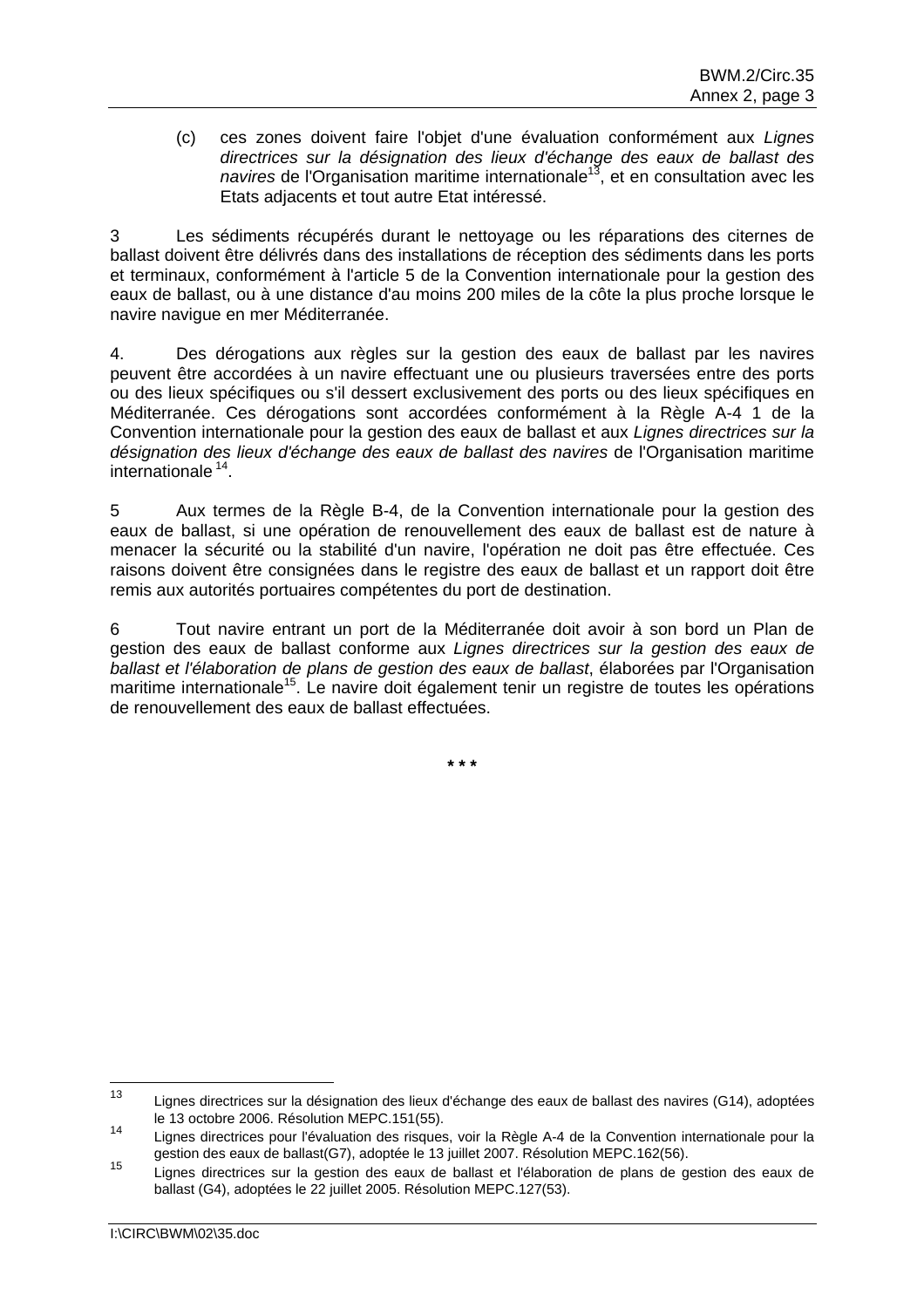(c) ces zones doivent faire l'objet d'une évaluation conformément aux *Lignes directrices sur la désignation des lieux d'échange des eaux de ballast des navires* de l'Organisation maritime internationale[13], et en consultation avec les Etats adjacents et tout autre Etat intéressé.

3 Les sédiments récupérés durant le nettoyage ou les réparations des citernes de ballast doivent être délivrés dans des installations de réception des sédiments dans les ports et terminaux, conformément à l'article 5 de la Convention internationale pour la gestion des eaux de ballast, ou à une distance d'au moins 200 miles de la côte la plus proche lorsque le navire navigue en mer Méditerranée.

4. Des dérogations aux règles sur la gestion des eaux de ballast par les navires peuvent être accordées à un navire effectuant une ou plusieurs traversées entre des ports ou des lieux spécifiques ou s'il dessert exclusivement des ports ou des lieux spécifiques en Méditerranée. Ces dérogations sont accordées conformément à la Règle A-4 1 de la Convention internationale pour la gestion des eaux de ballast et aux *Lignes directrices sur la désignation des lieux d'échange des eaux de ballast des navires* de l'Organisation maritime internationale[14].

5 Aux termes de la Règle B-4, de la Convention internationale pour la gestion des eaux de ballast, si une opération de renouvellement des eaux de ballast est de nature à menacer la sécurité ou la stabilité d'un navire, l'opération ne doit pas être effectuée. Ces raisons doivent être consignées dans le registre des eaux de ballast et un rapport doit être remis aux autorités portuaires compétentes du port de destination.

6 Tout navire entrant un port de la Méditerranée doit avoir à son bord un Plan de gestion des eaux de ballast conforme aux *Lignes directrices sur la gestion des eaux de ballast et l'élaboration de plans de gestion des eaux de ballast*, élaborées par l'Organisation maritime internationale[15]. Le navire doit également tenir un registre de toutes les opérations de renouvellement des eaux de ballast effectuées.

\*\*\*

---

[13] Lignes directrices sur la désignation des lieux d'échange des eaux de ballast des navires (G14), adoptées le 13 octobre 2006. Résolution MEPC.151(55).

[14] Lignes directrices pour l'évaluation des risques, voir la Règle A-4 de la Convention internationale pour la gestion des eaux de ballast(G7), adoptée le 13 juillet 2007. Résolution MEPC.162(56).

[15] Lignes directrices sur la gestion des eaux de ballast et l'élaboration de plans de gestion des eaux de ballast (G4), adoptées le 22 juillet 2005. Résolution MEPC.127(53).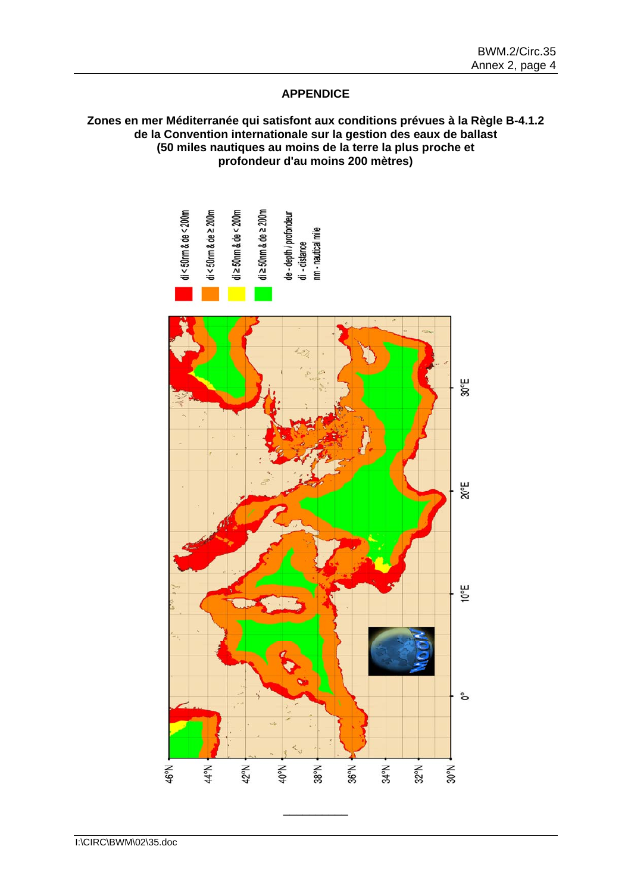## APPENDICE

**Zones en mer Méditerranée qui satisfont aux conditions prévues à la Règle B-4.1.2 de la Convention internationale sur la gestion des eaux de ballast (50 miles nautiques au moins de la terre la plus proche et profondeur d'au moins 200 mètres)**

di < 50nm & de < 200m

di < 50nm & de ≥ 200m

di ≥ 50nm & de < 200m

di ≥ 50nm & de ≥ 200m

de - depth / profondeur

di - distance

nm - nautical mile

30°E

20°E

10°E

0°

46°N

44°N

42°N

40°N

38°N

36°N

34°N

32°N

30°N

MOON

___________